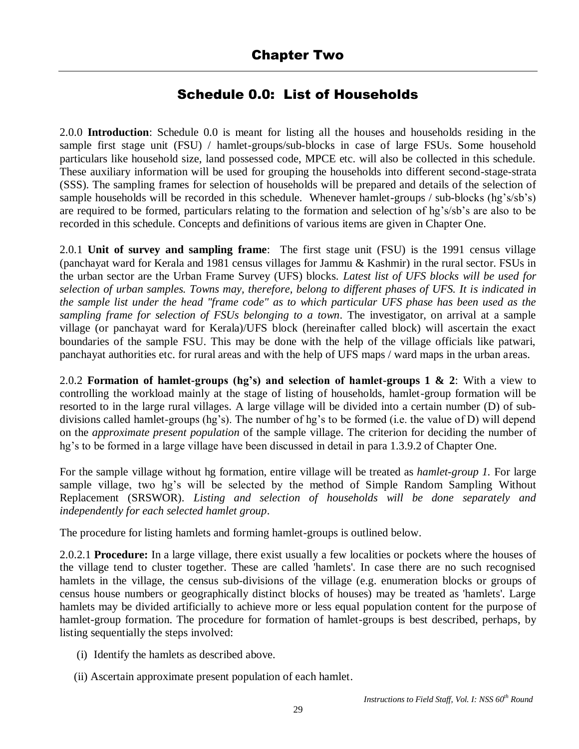# Chapter Two

## Schedule 0.0: List of Households

2.0.0 **Introduction**: Schedule 0.0 is meant for listing all the houses and households residing in the sample first stage unit (FSU) / hamlet-groups/sub-blocks in case of large FSUs. Some household particulars like household size, land possessed code, MPCE etc. will also be collected in this schedule. These auxiliary information will be used for grouping the households into different second-stage-strata (SSS). The sampling frames for selection of households will be prepared and details of the selection of sample households will be recorded in this schedule. Whenever hamlet-groups / sub-blocks (hg's/sb's) are required to be formed, particulars relating to the formation and selection of hg's/sb's are also to be recorded in this schedule. Concepts and definitions of various items are given in Chapter One.

2.0.1 **Unit of survey and sampling frame**: The first stage unit (FSU) is the 1991 census village (panchayat ward for Kerala and 1981 census villages for Jammu & Kashmir) in the rural sector. FSUs in the urban sector are the Urban Frame Survey (UFS) blocks. *Latest list of UFS blocks will be used for selection of urban samples. Towns may, therefore, belong to different phases of UFS. It is indicated in the sample list under the head "frame code" as to which particular UFS phase has been used as the sampling frame for selection of FSUs belonging to a town*. The investigator, on arrival at a sample village (or panchayat ward for Kerala)/UFS block (hereinafter called block) will ascertain the exact boundaries of the sample FSU. This may be done with the help of the village officials like patwari, panchayat authorities etc. for rural areas and with the help of UFS maps / ward maps in the urban areas.

2.0.2 **Formation of hamlet-groups (hg's) and selection of hamlet-groups 1 & 2**: With a view to controlling the workload mainly at the stage of listing of households, hamlet-group formation will be resorted to in the large rural villages. A large village will be divided into a certain number (D) of sub-divisions called hamlet-groups (hg's). The number of hg's to be formed (i.e. the value of D) will depend on the *approximate present population* of the sample village. The criterion for deciding the number of hg's to be formed in a large village have been discussed in detail in para 1.3.9.2 of Chapter One.

For the sample village without hg formation, entire village will be treated as *hamlet-group 1.* For large sample village, two hg's will be selected by the method of Simple Random Sampling Without Replacement (SRSWOR). *Listing and selection of households will be done separately and independently for each selected hamlet group*.

The procedure for listing hamlets and forming hamlet-groups is outlined below.

2.0.2.1 **Procedure:** In a large village, there exist usually a few localities or pockets where the houses of the village tend to cluster together. These are called 'hamlets'. In case there are no such recognised hamlets in the village, the census sub-divisions of the village (e.g. enumeration blocks or groups of census house numbers or geographically distinct blocks of houses) may be treated as 'hamlets'. Large hamlets may be divided artificially to achieve more or less equal population content for the purpose of hamlet-group formation. The procedure for formation of hamlet-groups is best described, perhaps, by listing sequentially the steps involved:

(i) Identify the hamlets as described above.

(ii) Ascertain approximate present population of each hamlet.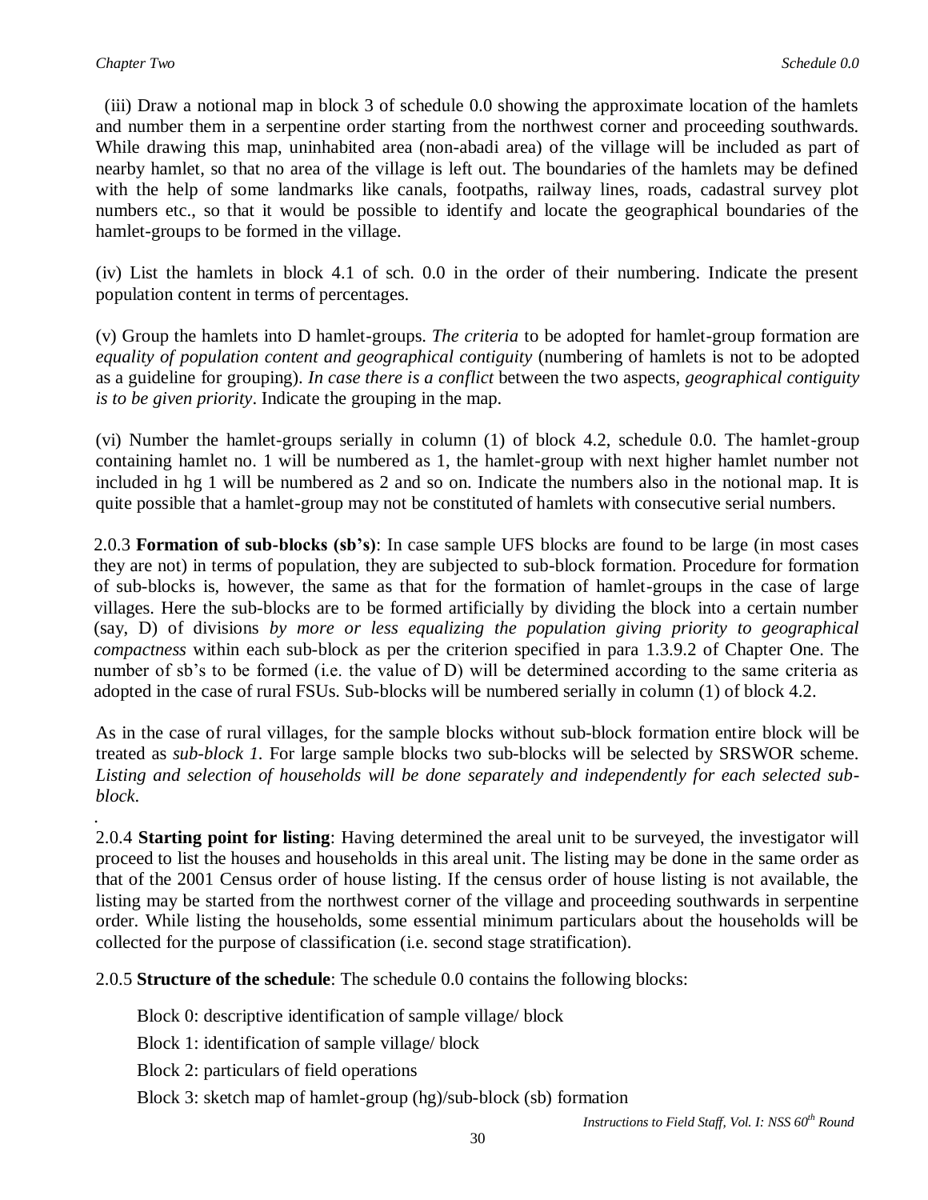(iii) Draw a notional map in block 3 of schedule 0.0 showing the approximate location of the hamlets and number them in a serpentine order starting from the northwest corner and proceeding southwards. While drawing this map, uninhabited area (non-abadi area) of the village will be included as part of nearby hamlet, so that no area of the village is left out. The boundaries of the hamlets may be defined with the help of some landmarks like canals, footpaths, railway lines, roads, cadastral survey plot numbers etc., so that it would be possible to identify and locate the geographical boundaries of the hamlet-groups to be formed in the village.

(iv) List the hamlets in block 4.1 of sch. 0.0 in the order of their numbering. Indicate the present population content in terms of percentages.

(v) Group the hamlets into D hamlet-groups. *The criteria* to be adopted for hamlet-group formation are *equality of population content and geographical contiguity* (numbering of hamlets is not to be adopted as a guideline for grouping). *In case there is a conflict* between the two aspects, *geographical contiguity is to be given priority*. Indicate the grouping in the map.

(vi) Number the hamlet-groups serially in column (1) of block 4.2, schedule 0.0. The hamlet-group containing hamlet no. 1 will be numbered as 1, the hamlet-group with next higher hamlet number not included in hg 1 will be numbered as 2 and so on. Indicate the numbers also in the notional map. It is quite possible that a hamlet-group may not be constituted of hamlets with consecutive serial numbers.

2.0.3 **Formation of sub-blocks (sb's)**: In case sample UFS blocks are found to be large (in most cases they are not) in terms of population, they are subjected to sub-block formation. Procedure for formation of sub-blocks is, however, the same as that for the formation of hamlet-groups in the case of large villages. Here the sub-blocks are to be formed artificially by dividing the block into a certain number (say, D) of divisions *by more or less equalizing the population giving priority to geographical compactness* within each sub-block as per the criterion specified in para 1.3.9.2 of Chapter One. The number of sb's to be formed (i.e. the value of D) will be determined according to the same criteria as adopted in the case of rural FSUs. Sub-blocks will be numbered serially in column (1) of block 4.2.

As in the case of rural villages, for the sample blocks without sub-block formation entire block will be treated as *sub-block 1.* For large sample blocks two sub-blocks will be selected by SRSWOR scheme. *Listing and selection of households will be done separately and independently for each selected sub-block.*

2.0.4 **Starting point for listing**: Having determined the areal unit to be surveyed, the investigator will proceed to list the houses and households in this areal unit. The listing may be done in the same order as that of the 2001 Census order of house listing. If the census order of house listing is not available, the listing may be started from the northwest corner of the village and proceeding southwards in serpentine order. While listing the households, some essential minimum particulars about the households will be collected for the purpose of classification (i.e. second stage stratification).

2.0.5 **Structure of the schedule**: The schedule 0.0 contains the following blocks:

Block 0: descriptive identification of sample village/ block

Block 1: identification of sample village/ block

Block 2: particulars of field operations

Block 3: sketch map of hamlet-group (hg)/sub-block (sb) formation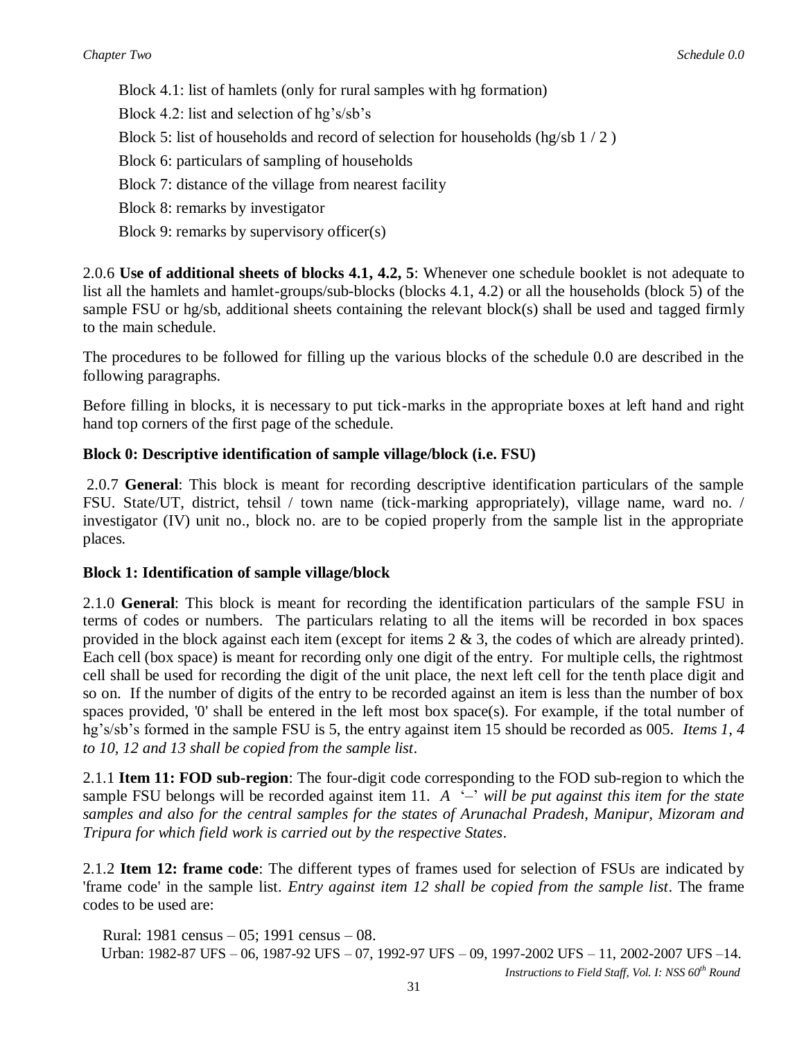Block 4.1: list of hamlets (only for rural samples with hg formation)

Block 4.2: list and selection of hg's/sb's

Block 5: list of households and record of selection for households (hg/sb 1 / 2 )

Block 6: particulars of sampling of households

Block 7: distance of the village from nearest facility

Block 8: remarks by investigator

Block 9: remarks by supervisory officer(s)

2.0.6 **Use of additional sheets of blocks 4.1, 4.2, 5**: Whenever one schedule booklet is not adequate to list all the hamlets and hamlet-groups/sub-blocks (blocks 4.1, 4.2) or all the households (block 5) of the sample FSU or hg/sb, additional sheets containing the relevant block(s) shall be used and tagged firmly to the main schedule.

The procedures to be followed for filling up the various blocks of the schedule 0.0 are described in the following paragraphs.

Before filling in blocks, it is necessary to put tick-marks in the appropriate boxes at left hand and right hand top corners of the first page of the schedule.

**Block 0: Descriptive identification of sample village/block (i.e. FSU)**

2.0.7 **General**: This block is meant for recording descriptive identification particulars of the sample FSU. State/UT, district, tehsil / town name (tick-marking appropriately), village name, ward no. / investigator (IV) unit no., block no. are to be copied properly from the sample list in the appropriate places.

**Block 1: Identification of sample village/block**

2.1.0 **General**: This block is meant for recording the identification particulars of the sample FSU in terms of codes or numbers. The particulars relating to all the items will be recorded in box spaces provided in the block against each item (except for items 2 & 3, the codes of which are already printed). Each cell (box space) is meant for recording only one digit of the entry. For multiple cells, the rightmost cell shall be used for recording the digit of the unit place, the next left cell for the tenth place digit and so on. If the number of digits of the entry to be recorded against an item is less than the number of box spaces provided, '0' shall be entered in the left most box space(s). For example, if the total number of hg's/sb's formed in the sample FSU is 5, the entry against item 15 should be recorded as 005. *Items 1, 4 to 10, 12 and 13 shall be copied from the sample list*.

2.1.1 **Item 11: FOD sub-region**: The four-digit code corresponding to the FOD sub-region to which the sample FSU belongs will be recorded against item 11. *A '–' will be put against this item for the state samples and also for the central samples for the states of Arunachal Pradesh, Manipur, Mizoram and Tripura for which field work is carried out by the respective States*.

2.1.2 **Item 12: frame code**: The different types of frames used for selection of FSUs are indicated by 'frame code' in the sample list. *Entry against item 12 shall be copied from the sample list*. The frame codes to be used are:

Rural: 1981 census – 05; 1991 census – 08.

Urban: 1982-87 UFS – 06, 1987-92 UFS – 07, 1992-97 UFS – 09, 1997-2002 UFS – 11, 2002-2007 UFS –14.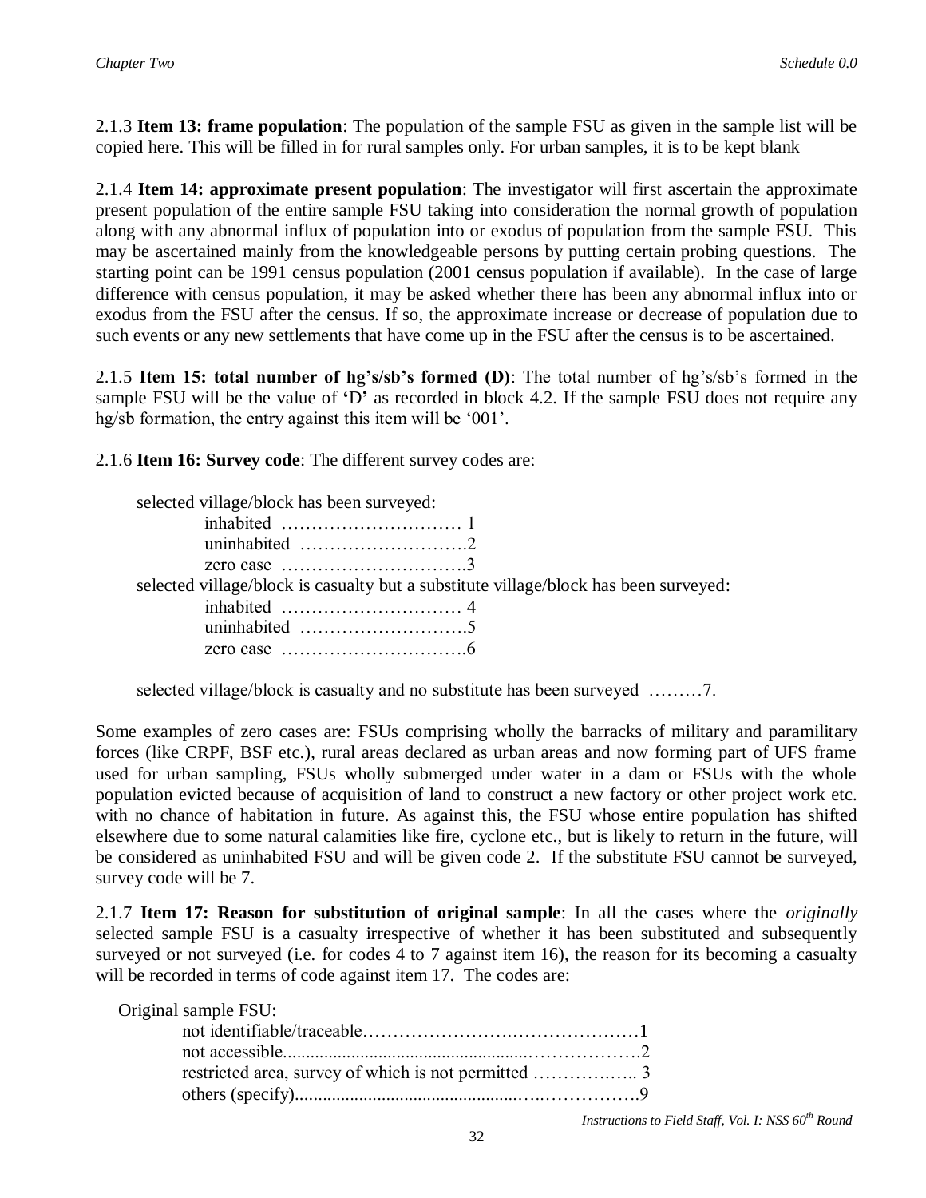2.1.3 **Item 13: frame population**: The population of the sample FSU as given in the sample list will be copied here. This will be filled in for rural samples only. For urban samples, it is to be kept blank

2.1.4 **Item 14: approximate present population**: The investigator will first ascertain the approximate present population of the entire sample FSU taking into consideration the normal growth of population along with any abnormal influx of population into or exodus of population from the sample FSU. This may be ascertained mainly from the knowledgeable persons by putting certain probing questions. The starting point can be 1991 census population (2001 census population if available). In the case of large difference with census population, it may be asked whether there has been any abnormal influx into or exodus from the FSU after the census. If so, the approximate increase or decrease of population due to such events or any new settlements that have come up in the FSU after the census is to be ascertained.

2.1.5 **Item 15: total number of hg's/sb's formed (D)**: The total number of hg's/sb's formed in the sample FSU will be the value of **'D'** as recorded in block 4.2. If the sample FSU does not require any hg/sb formation, the entry against this item will be '001'.

2.1.6 **Item 16: Survey code**: The different survey codes are:

selected village/block has been surveyed:
- inhabited ………………………… 1
- uninhabited ……………………….2
- zero case ………………………….3

selected village/block is casualty but a substitute village/block has been surveyed:
- inhabited ………………………… 4
- uninhabited ……………………….5
- zero case ………………………….6

selected village/block is casualty and no substitute has been surveyed ………7.

Some examples of zero cases are: FSUs comprising wholly the barracks of military and paramilitary forces (like CRPF, BSF etc.), rural areas declared as urban areas and now forming part of UFS frame used for urban sampling, FSUs wholly submerged under water in a dam or FSUs with the whole population evicted because of acquisition of land to construct a new factory or other project work etc. with no chance of habitation in future. As against this, the FSU whose entire population has shifted elsewhere due to some natural calamities like fire, cyclone etc., but is likely to return in the future, will be considered as uninhabited FSU and will be given code 2. If the substitute FSU cannot be surveyed, survey code will be 7.

2.1.7 **Item 17: Reason for substitution of original sample**: In all the cases where the *originally* selected sample FSU is a casualty irrespective of whether it has been substituted and subsequently surveyed or not surveyed (i.e. for codes 4 to 7 against item 16), the reason for its becoming a casualty will be recorded in terms of code against item 17. The codes are:

Original sample FSU:
- not identifiable/traceable………………………………………1
- not accessible...................................................………………..2
- restricted area, survey of which is not permitted …………….. 3
- others (specify)...............................................…..…………….9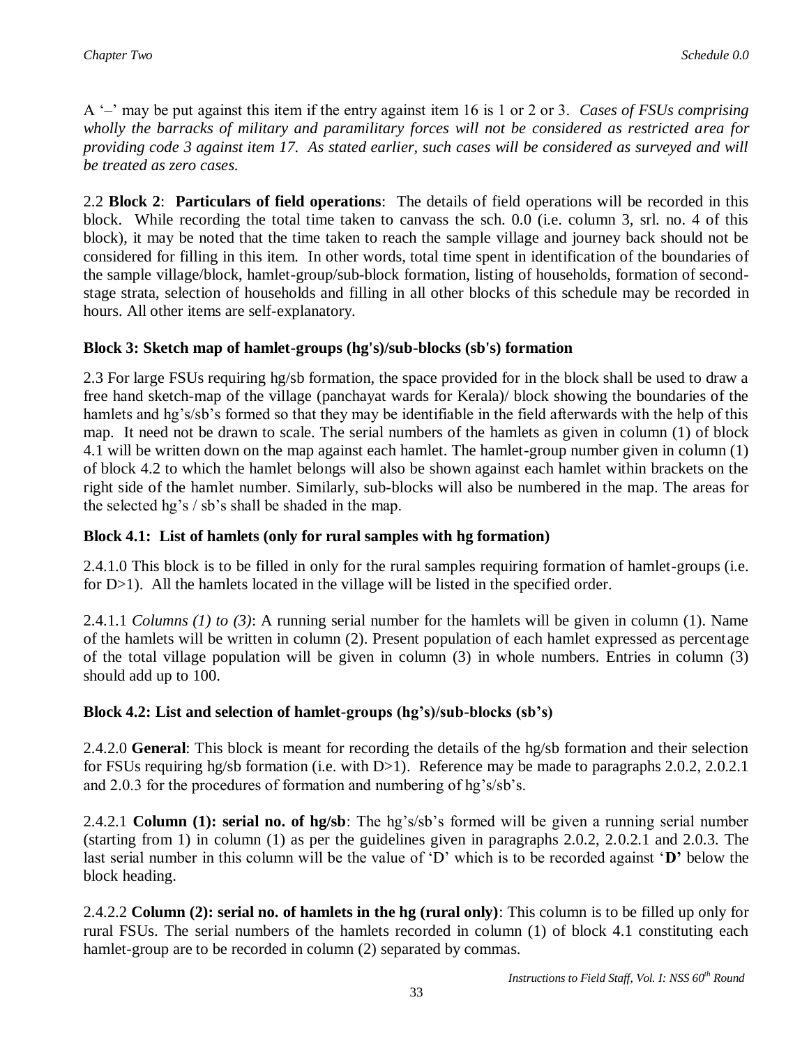A '–' may be put against this item if the entry against item 16 is 1 or 2 or 3. *Cases of FSUs comprising wholly the barracks of military and paramilitary forces will not be considered as restricted area for providing code 3 against item 17. As stated earlier, such cases will be considered as surveyed and will be treated as zero cases.*

2.2 **Block 2**: **Particulars of field operations**: The details of field operations will be recorded in this block. While recording the total time taken to canvass the sch. 0.0 (i.e. column 3, srl. no. 4 of this block), it may be noted that the time taken to reach the sample village and journey back should not be considered for filling in this item. In other words, total time spent in identification of the boundaries of the sample village/block, hamlet-group/sub-block formation, listing of households, formation of second-stage strata, selection of households and filling in all other blocks of this schedule may be recorded in hours. All other items are self-explanatory.

### Block 3: Sketch map of hamlet-groups (hg's)/sub-blocks (sb's) formation

2.3 For large FSUs requiring hg/sb formation, the space provided for in the block shall be used to draw a free hand sketch-map of the village (panchayat wards for Kerala)/ block showing the boundaries of the hamlets and hg's/sb's formed so that they may be identifiable in the field afterwards with the help of this map. It need not be drawn to scale. The serial numbers of the hamlets as given in column (1) of block 4.1 will be written down on the map against each hamlet. The hamlet-group number given in column (1) of block 4.2 to which the hamlet belongs will also be shown against each hamlet within brackets on the right side of the hamlet number. Similarly, sub-blocks will also be numbered in the map. The areas for the selected hg's / sb's shall be shaded in the map.

### Block 4.1: List of hamlets (only for rural samples with hg formation)

2.4.1.0 This block is to be filled in only for the rural samples requiring formation of hamlet-groups (i.e. for D>1). All the hamlets located in the village will be listed in the specified order.

2.4.1.1 *Columns (1) to (3)*: A running serial number for the hamlets will be given in column (1). Name of the hamlets will be written in column (2). Present population of each hamlet expressed as percentage of the total village population will be given in column (3) in whole numbers. Entries in column (3) should add up to 100.

### Block 4.2: List and selection of hamlet-groups (hg's)/sub-blocks (sb's)

2.4.2.0 **General**: This block is meant for recording the details of the hg/sb formation and their selection for FSUs requiring hg/sb formation (i.e. with D>1). Reference may be made to paragraphs 2.0.2, 2.0.2.1 and 2.0.3 for the procedures of formation and numbering of hg's/sb's.

2.4.2.1 **Column (1): serial no. of hg/sb**: The hg's/sb's formed will be given a running serial number (starting from 1) in column (1) as per the guidelines given in paragraphs 2.0.2, 2.0.2.1 and 2.0.3. The last serial number in this column will be the value of 'D' which is to be recorded against '**D'** below the block heading.

2.4.2.2 **Column (2): serial no. of hamlets in the hg (rural only)**: This column is to be filled up only for rural FSUs. The serial numbers of the hamlets recorded in column (1) of block 4.1 constituting each hamlet-group are to be recorded in column (2) separated by commas.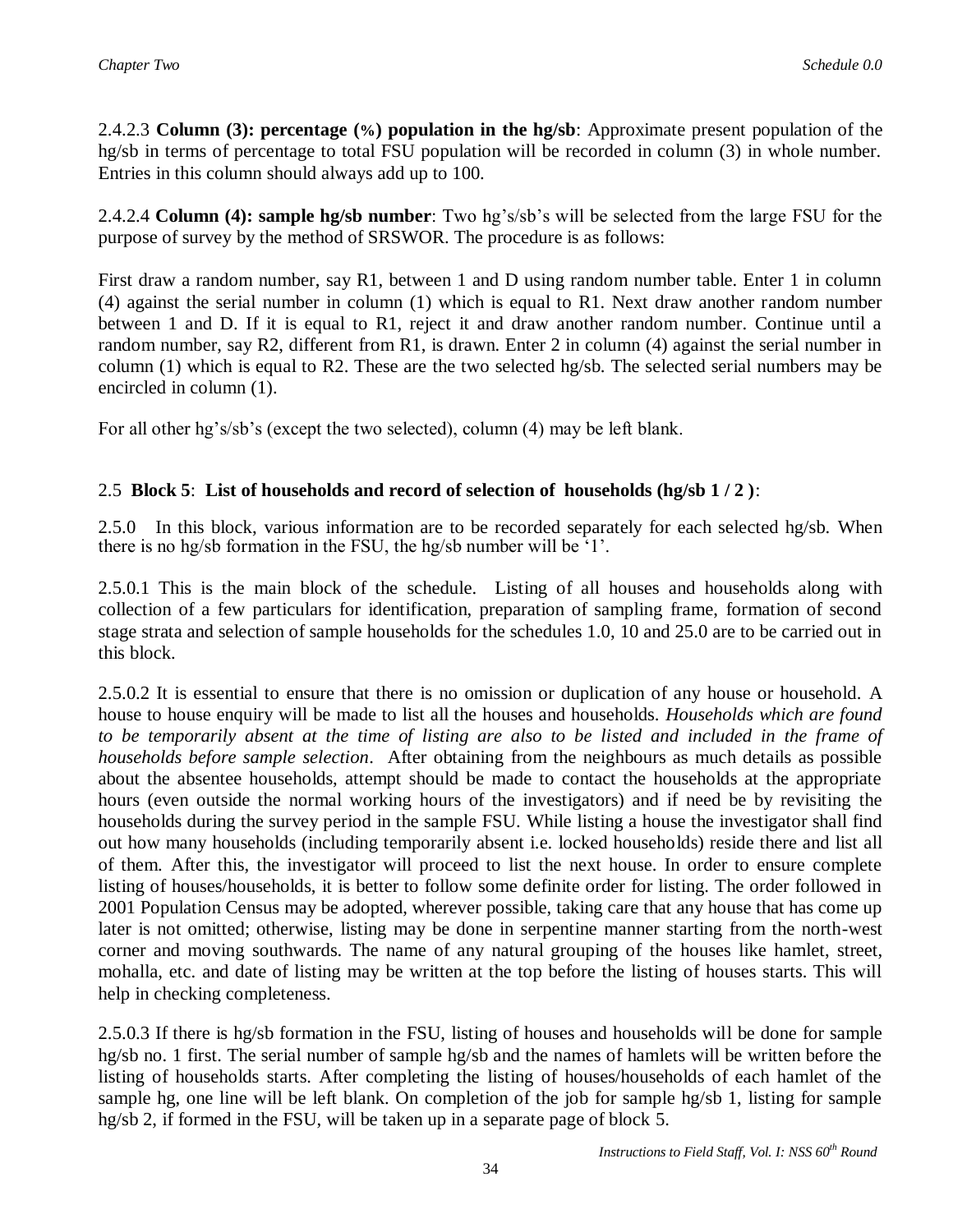2.4.2.3 **Column (3): percentage (%) population in the hg/sb**: Approximate present population of the hg/sb in terms of percentage to total FSU population will be recorded in column (3) in whole number. Entries in this column should always add up to 100.

2.4.2.4 **Column (4): sample hg/sb number**: Two hg's/sb's will be selected from the large FSU for the purpose of survey by the method of SRSWOR. The procedure is as follows:

First draw a random number, say R1, between 1 and D using random number table. Enter 1 in column (4) against the serial number in column (1) which is equal to R1. Next draw another random number between 1 and D. If it is equal to R1, reject it and draw another random number. Continue until a random number, say R2, different from R1, is drawn. Enter 2 in column (4) against the serial number in column (1) which is equal to R2. These are the two selected hg/sb. The selected serial numbers may be encircled in column (1).

For all other hg's/sb's (except the two selected), column (4) may be left blank.

## 2.5 **Block 5**: **List of households and record of selection of households (hg/sb 1 / 2 )**:

2.5.0 In this block, various information are to be recorded separately for each selected hg/sb. When there is no hg/sb formation in the FSU, the hg/sb number will be '1'.

2.5.0.1 This is the main block of the schedule. Listing of all houses and households along with collection of a few particulars for identification, preparation of sampling frame, formation of second stage strata and selection of sample households for the schedules 1.0, 10 and 25.0 are to be carried out in this block.

2.5.0.2 It is essential to ensure that there is no omission or duplication of any house or household. A house to house enquiry will be made to list all the houses and households. *Households which are found to be temporarily absent at the time of listing are also to be listed and included in the frame of households before sample selection*. After obtaining from the neighbours as much details as possible about the absentee households, attempt should be made to contact the households at the appropriate hours (even outside the normal working hours of the investigators) and if need be by revisiting the households during the survey period in the sample FSU. While listing a house the investigator shall find out how many households (including temporarily absent i.e. locked households) reside there and list all of them. After this, the investigator will proceed to list the next house. In order to ensure complete listing of houses/households, it is better to follow some definite order for listing. The order followed in 2001 Population Census may be adopted, wherever possible, taking care that any house that has come up later is not omitted; otherwise, listing may be done in serpentine manner starting from the north-west corner and moving southwards. The name of any natural grouping of the houses like hamlet, street, mohalla, etc. and date of listing may be written at the top before the listing of houses starts. This will help in checking completeness.

2.5.0.3 If there is hg/sb formation in the FSU, listing of houses and households will be done for sample hg/sb no. 1 first. The serial number of sample hg/sb and the names of hamlets will be written before the listing of households starts. After completing the listing of houses/households of each hamlet of the sample hg, one line will be left blank. On completion of the job for sample hg/sb 1, listing for sample hg/sb 2, if formed in the FSU, will be taken up in a separate page of block 5.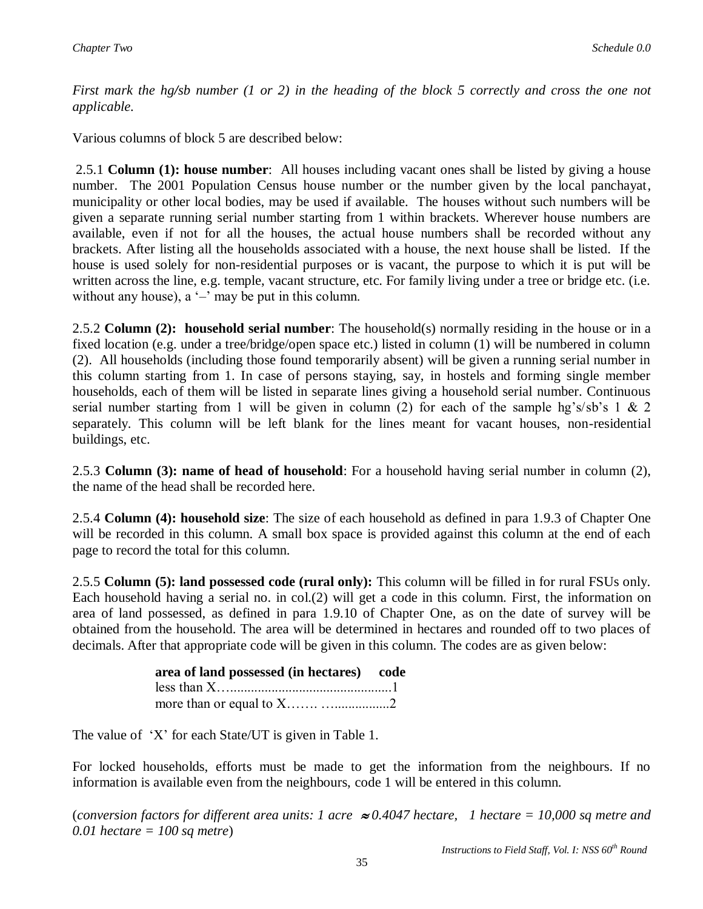*First mark the hg/sb number (1 or 2) in the heading of the block 5 correctly and cross the one not applicable.*

Various columns of block 5 are described below:

2.5.1 **Column (1): house number**: All houses including vacant ones shall be listed by giving a house number. The 2001 Population Census house number or the number given by the local panchayat, municipality or other local bodies, may be used if available. The houses without such numbers will be given a separate running serial number starting from 1 within brackets. Wherever house numbers are available, even if not for all the houses, the actual house numbers shall be recorded without any brackets. After listing all the households associated with a house, the next house shall be listed. If the house is used solely for non-residential purposes or is vacant, the purpose to which it is put will be written across the line, e.g. temple, vacant structure, etc. For family living under a tree or bridge etc. (i.e. without any house), a '–' may be put in this column.

2.5.2 **Column (2): household serial number**: The household(s) normally residing in the house or in a fixed location (e.g. under a tree/bridge/open space etc.) listed in column (1) will be numbered in column (2). All households (including those found temporarily absent) will be given a running serial number in this column starting from 1. In case of persons staying, say, in hostels and forming single member households, each of them will be listed in separate lines giving a household serial number. Continuous serial number starting from 1 will be given in column (2) for each of the sample hg's/sb's 1 & 2 separately. This column will be left blank for the lines meant for vacant houses, non-residential buildings, etc.

2.5.3 **Column (3): name of head of household**: For a household having serial number in column (2), the name of the head shall be recorded here.

2.5.4 **Column (4): household size**: The size of each household as defined in para 1.9.3 of Chapter One will be recorded in this column. A small box space is provided against this column at the end of each page to record the total for this column.

2.5.5 **Column (5): land possessed code (rural only):** This column will be filled in for rural FSUs only. Each household having a serial no. in col.(2) will get a code in this column. First, the information on area of land possessed, as defined in para 1.9.10 of Chapter One, as on the date of survey will be obtained from the household. The area will be determined in hectares and rounded off to two places of decimals. After that appropriate code will be given in this column. The codes are as given below:

| **area of land possessed (in hectares)** | **code** |
|---|---|
| less than X…................................................ | 1 |
| more than or equal to X……. …................ | 2 |

The value of 'X' for each State/UT is given in Table 1.

For locked households, efforts must be made to get the information from the neighbours. If no information is available even from the neighbours, code 1 will be entered in this column.

(*conversion factors for different area units: 1 acre $\approx$ 0.4047 hectare, 1 hectare = 10,000 sq metre and 0.01 hectare = 100 sq metre*)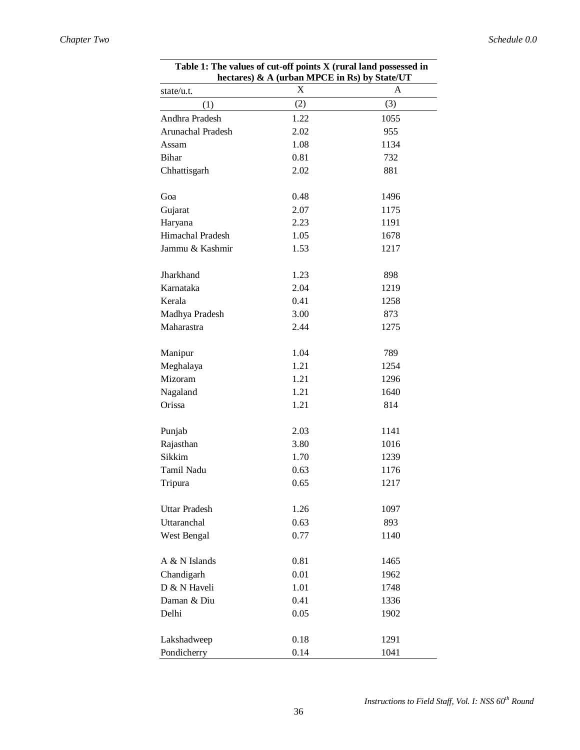**Table 1: The values of cut-off points X (rural land possessed in hectares) & A (urban MPCE in Rs) by State/UT**

| state/u.t. | X | A |
|---|---|---|
| (1) | (2) | (3) |
| Andhra Pradesh | 1.22 | 1055 |
| Arunachal Pradesh | 2.02 | 955 |
| Assam | 1.08 | 1134 |
| Bihar | 0.81 | 732 |
| Chhattisgarh | 2.02 | 881 |
| Goa | 0.48 | 1496 |
| Gujarat | 2.07 | 1175 |
| Haryana | 2.23 | 1191 |
| Himachal Pradesh | 1.05 | 1678 |
| Jammu & Kashmir | 1.53 | 1217 |
| Jharkhand | 1.23 | 898 |
| Karnataka | 2.04 | 1219 |
| Kerala | 0.41 | 1258 |
| Madhya Pradesh | 3.00 | 873 |
| Maharastra | 2.44 | 1275 |
| Manipur | 1.04 | 789 |
| Meghalaya | 1.21 | 1254 |
| Mizoram | 1.21 | 1296 |
| Nagaland | 1.21 | 1640 |
| Orissa | 1.21 | 814 |
| Punjab | 2.03 | 1141 |
| Rajasthan | 3.80 | 1016 |
| Sikkim | 1.70 | 1239 |
| Tamil Nadu | 0.63 | 1176 |
| Tripura | 0.65 | 1217 |
| Uttar Pradesh | 1.26 | 1097 |
| Uttaranchal | 0.63 | 893 |
| West Bengal | 0.77 | 1140 |
| A & N Islands | 0.81 | 1465 |
| Chandigarh | 0.01 | 1962 |
| D & N Haveli | 1.01 | 1748 |
| Daman & Diu | 0.41 | 1336 |
| Delhi | 0.05 | 1902 |
| Lakshadweep | 0.18 | 1291 |
| Pondicherry | 0.14 | 1041 |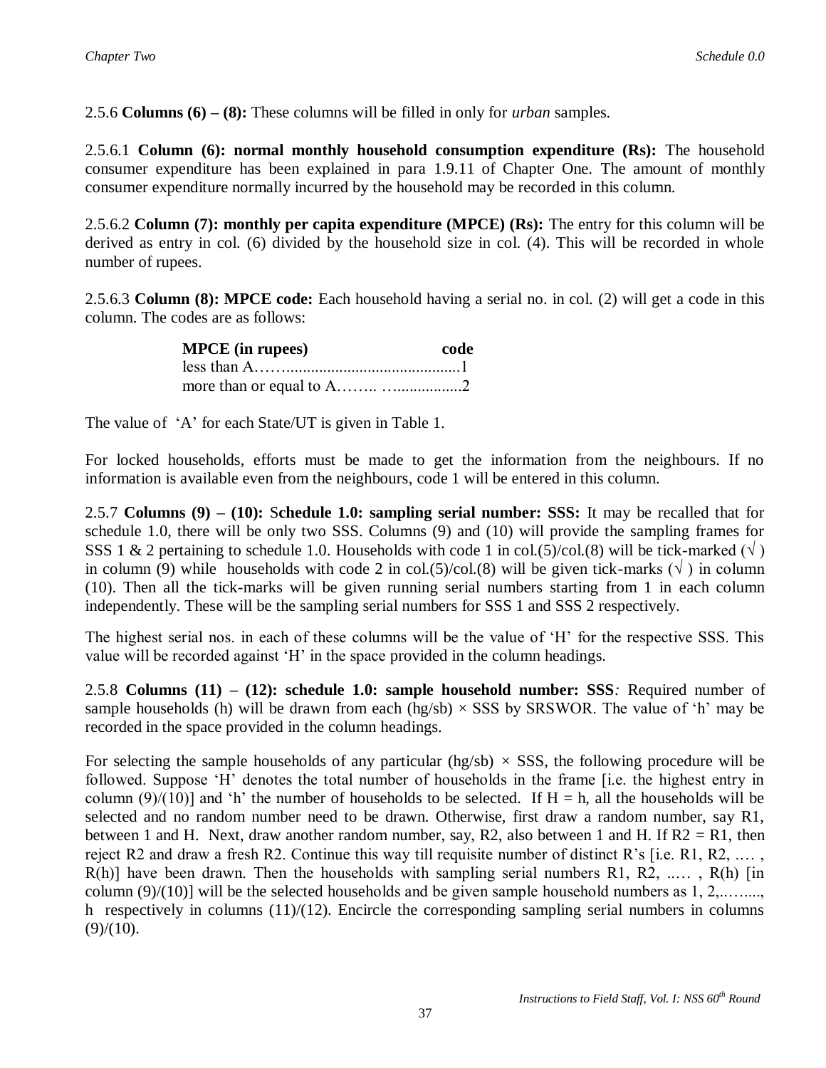2.5.6 **Columns (6) – (8):** These columns will be filled in only for *urban* samples.

2.5.6.1 **Column (6): normal monthly household consumption expenditure (Rs):** The household consumer expenditure has been explained in para 1.9.11 of Chapter One. The amount of monthly consumer expenditure normally incurred by the household may be recorded in this column.

2.5.6.2 **Column (7): monthly per capita expenditure (MPCE) (Rs):** The entry for this column will be derived as entry in col. (6) divided by the household size in col. (4). This will be recorded in whole number of rupees.

2.5.6.3 **Column (8): MPCE code:** Each household having a serial no. in col. (2) will get a code in this column. The codes are as follows:

| **MPCE (in rupees)** | **code** |
|---|---|
| less than A | 1 |
| more than or equal to A | 2 |

The value of 'A' for each State/UT is given in Table 1.

For locked households, efforts must be made to get the information from the neighbours. If no information is available even from the neighbours, code 1 will be entered in this column.

2.5.7 **Columns (9) – (10): Schedule 1.0: sampling serial number: SSS:** It may be recalled that for schedule 1.0, there will be only two SSS. Columns (9) and (10) will provide the sampling frames for SSS 1 & 2 pertaining to schedule 1.0. Households with code 1 in col.(5)/col.(8) will be tick-marked (√) in column (9) while households with code 2 in col.(5)/col.(8) will be given tick-marks (√) in column (10). Then all the tick-marks will be given running serial numbers starting from 1 in each column independently. These will be the sampling serial numbers for SSS 1 and SSS 2 respectively.

The highest serial nos. in each of these columns will be the value of 'H' for the respective SSS. This value will be recorded against 'H' in the space provided in the column headings.

2.5.8 **Columns (11) – (12): schedule 1.0: sample household number: SSS***:* Required number of sample households (h) will be drawn from each (hg/sb) × SSS by SRSWOR. The value of 'h' may be recorded in the space provided in the column headings.

For selecting the sample households of any particular (hg/sb) × SSS, the following procedure will be followed. Suppose 'H' denotes the total number of households in the frame [i.e. the highest entry in column (9)/(10)] and 'h' the number of households to be selected. If H = h, all the households will be selected and no random number need to be drawn. Otherwise, first draw a random number, say R1, between 1 and H. Next, draw another random number, say, R2, also between 1 and H. If R2 = R1, then reject R2 and draw a fresh R2. Continue this way till requisite number of distinct R's [i.e. R1, R2, .… , R(h)] have been drawn. Then the households with sampling serial numbers R1, R2, ..… , R(h) [in column (9)/(10)] will be the selected households and be given sample household numbers as 1, 2,...….., h respectively in columns (11)/(12). Encircle the corresponding sampling serial numbers in columns (9)/(10).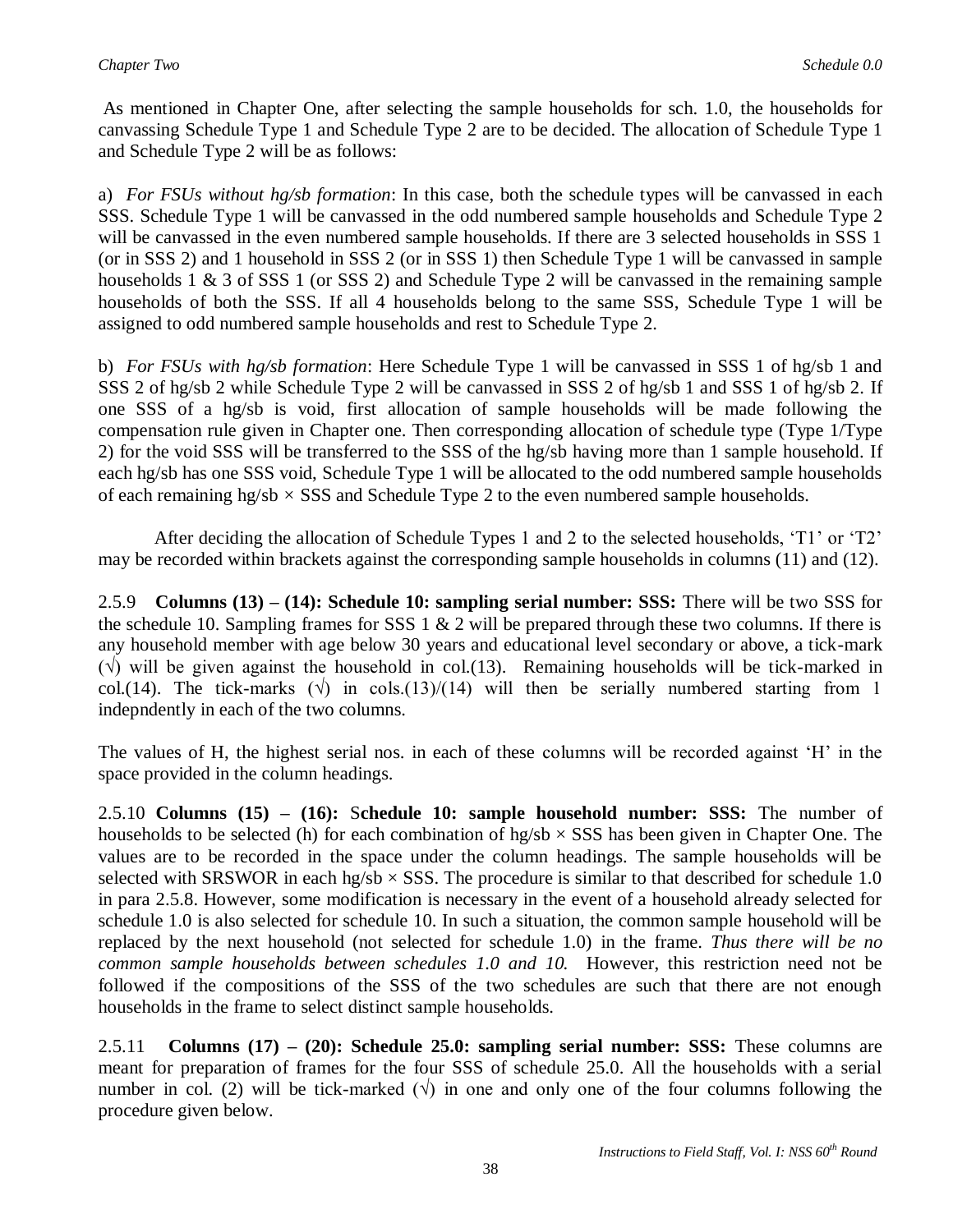As mentioned in Chapter One, after selecting the sample households for sch. 1.0, the households for canvassing Schedule Type 1 and Schedule Type 2 are to be decided. The allocation of Schedule Type 1 and Schedule Type 2 will be as follows:

a) *For FSUs without hg/sb formation*: In this case, both the schedule types will be canvassed in each SSS. Schedule Type 1 will be canvassed in the odd numbered sample households and Schedule Type 2 will be canvassed in the even numbered sample households. If there are 3 selected households in SSS 1 (or in SSS 2) and 1 household in SSS 2 (or in SSS 1) then Schedule Type 1 will be canvassed in sample households 1 & 3 of SSS 1 (or SSS 2) and Schedule Type 2 will be canvassed in the remaining sample households of both the SSS. If all 4 households belong to the same SSS, Schedule Type 1 will be assigned to odd numbered sample households and rest to Schedule Type 2.

b) *For FSUs with hg/sb formation*: Here Schedule Type 1 will be canvassed in SSS 1 of hg/sb 1 and SSS 2 of hg/sb 2 while Schedule Type 2 will be canvassed in SSS 2 of hg/sb 1 and SSS 1 of hg/sb 2. If one SSS of a hg/sb is void, first allocation of sample households will be made following the compensation rule given in Chapter one. Then corresponding allocation of schedule type (Type 1/Type 2) for the void SSS will be transferred to the SSS of the hg/sb having more than 1 sample household. If each hg/sb has one SSS void, Schedule Type 1 will be allocated to the odd numbered sample households of each remaining hg/sb × SSS and Schedule Type 2 to the even numbered sample households.

After deciding the allocation of Schedule Types 1 and 2 to the selected households, 'T1' or 'T2' may be recorded within brackets against the corresponding sample households in columns (11) and (12).

2.5.9 **Columns (13) – (14): Schedule 10: sampling serial number: SSS:** There will be two SSS for the schedule 10. Sampling frames for SSS 1 & 2 will be prepared through these two columns. If there is any household member with age below 30 years and educational level secondary or above, a tick-mark (√) will be given against the household in col.(13). Remaining households will be tick-marked in col.(14). The tick-marks (√) in cols.(13)/(14) will then be serially numbered starting from 1 indepndently in each of the two columns.

The values of H, the highest serial nos. in each of these columns will be recorded against 'H' in the space provided in the column headings.

2.5.10 **Columns (15) – (16): Schedule 10: sample household number: SSS:** The number of households to be selected (h) for each combination of hg/sb × SSS has been given in Chapter One. The values are to be recorded in the space under the column headings. The sample households will be selected with SRSWOR in each hg/sb × SSS. The procedure is similar to that described for schedule 1.0 in para 2.5.8. However, some modification is necessary in the event of a household already selected for schedule 1.0 is also selected for schedule 10. In such a situation, the common sample household will be replaced by the next household (not selected for schedule 1.0) in the frame. *Thus there will be no common sample households between schedules 1.0 and 10.* However, this restriction need not be followed if the compositions of the SSS of the two schedules are such that there are not enough households in the frame to select distinct sample households.

2.5.11 **Columns (17) – (20): Schedule 25.0: sampling serial number: SSS:** These columns are meant for preparation of frames for the four SSS of schedule 25.0. All the households with a serial number in col. (2) will be tick-marked (√) in one and only one of the four columns following the procedure given below.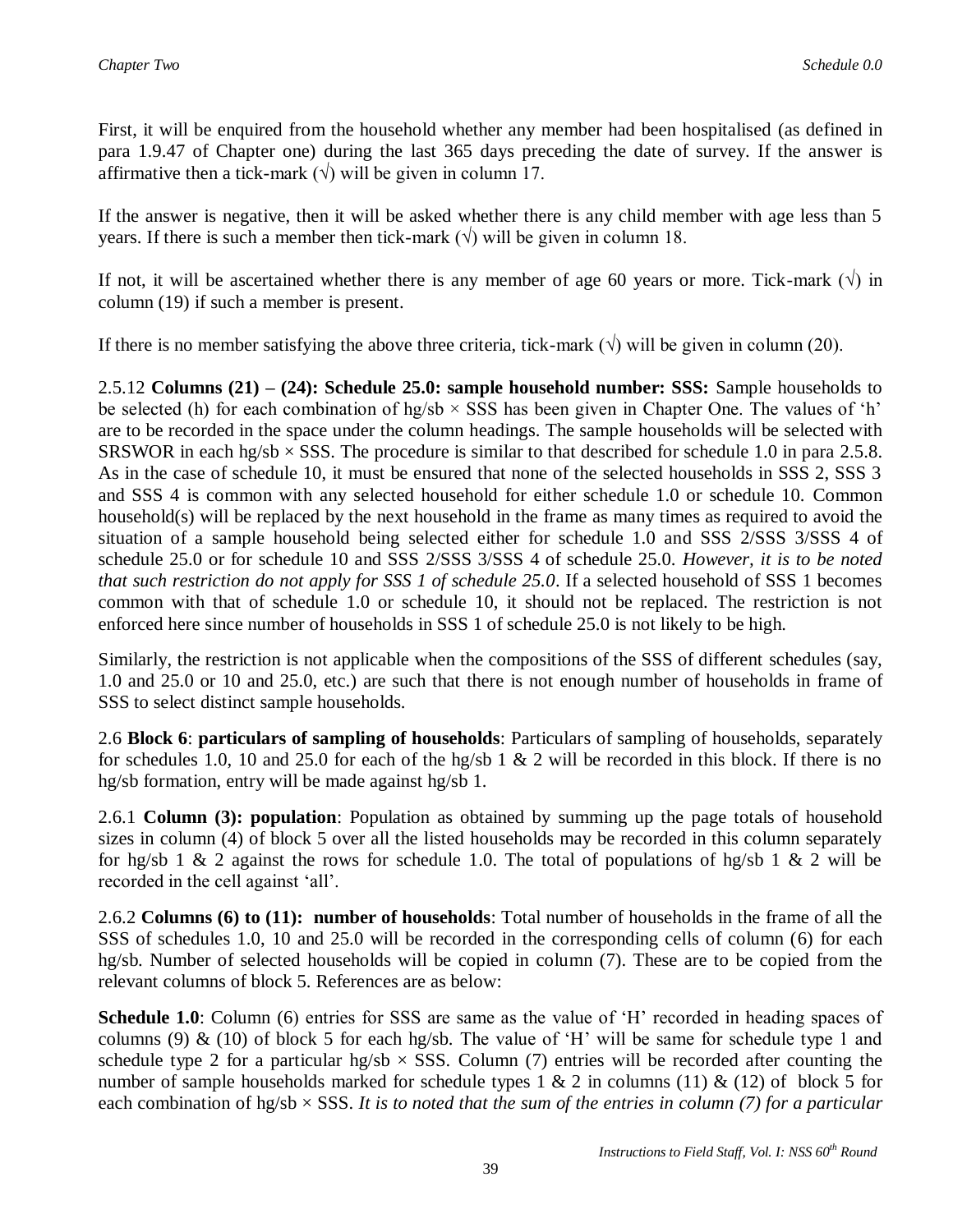First, it will be enquired from the household whether any member had been hospitalised (as defined in para 1.9.47 of Chapter one) during the last 365 days preceding the date of survey. If the answer is affirmative then a tick-mark (√) will be given in column 17.

If the answer is negative, then it will be asked whether there is any child member with age less than 5 years. If there is such a member then tick-mark (√) will be given in column 18.

If not, it will be ascertained whether there is any member of age 60 years or more. Tick-mark (√) in column (19) if such a member is present.

If there is no member satisfying the above three criteria, tick-mark (√) will be given in column (20).

2.5.12 **Columns (21) – (24): Schedule 25.0: sample household number: SSS:** Sample households to be selected (h) for each combination of hg/sb × SSS has been given in Chapter One. The values of 'h' are to be recorded in the space under the column headings. The sample households will be selected with SRSWOR in each hg/sb × SSS. The procedure is similar to that described for schedule 1.0 in para 2.5.8. As in the case of schedule 10, it must be ensured that none of the selected households in SSS 2, SSS 3 and SSS 4 is common with any selected household for either schedule 1.0 or schedule 10. Common household(s) will be replaced by the next household in the frame as many times as required to avoid the situation of a sample household being selected either for schedule 1.0 and SSS 2/SSS 3/SSS 4 of schedule 25.0 or for schedule 10 and SSS 2/SSS 3/SSS 4 of schedule 25.0. *However, it is to be noted that such restriction do not apply for SSS 1 of schedule 25.0*. If a selected household of SSS 1 becomes common with that of schedule 1.0 or schedule 10, it should not be replaced. The restriction is not enforced here since number of households in SSS 1 of schedule 25.0 is not likely to be high.

Similarly, the restriction is not applicable when the compositions of the SSS of different schedules (say, 1.0 and 25.0 or 10 and 25.0, etc.) are such that there is not enough number of households in frame of SSS to select distinct sample households.

2.6 **Block 6**: **particulars of sampling of households**: Particulars of sampling of households, separately for schedules 1.0, 10 and 25.0 for each of the hg/sb 1 & 2 will be recorded in this block. If there is no hg/sb formation, entry will be made against hg/sb 1.

2.6.1 **Column (3): population**: Population as obtained by summing up the page totals of household sizes in column (4) of block 5 over all the listed households may be recorded in this column separately for hg/sb 1 & 2 against the rows for schedule 1.0. The total of populations of hg/sb 1 & 2 will be recorded in the cell against 'all'.

2.6.2 **Columns (6) to (11): number of households**: Total number of households in the frame of all the SSS of schedules 1.0, 10 and 25.0 will be recorded in the corresponding cells of column (6) for each hg/sb. Number of selected households will be copied in column (7). These are to be copied from the relevant columns of block 5. References are as below:

**Schedule 1.0**: Column (6) entries for SSS are same as the value of 'H' recorded in heading spaces of columns (9) & (10) of block 5 for each hg/sb. The value of 'H' will be same for schedule type 1 and schedule type 2 for a particular hg/sb × SSS. Column (7) entries will be recorded after counting the number of sample households marked for schedule types 1 & 2 in columns (11) & (12) of block 5 for each combination of hg/sb × SSS. *It is to noted that the sum of the entries in column (7) for a particular*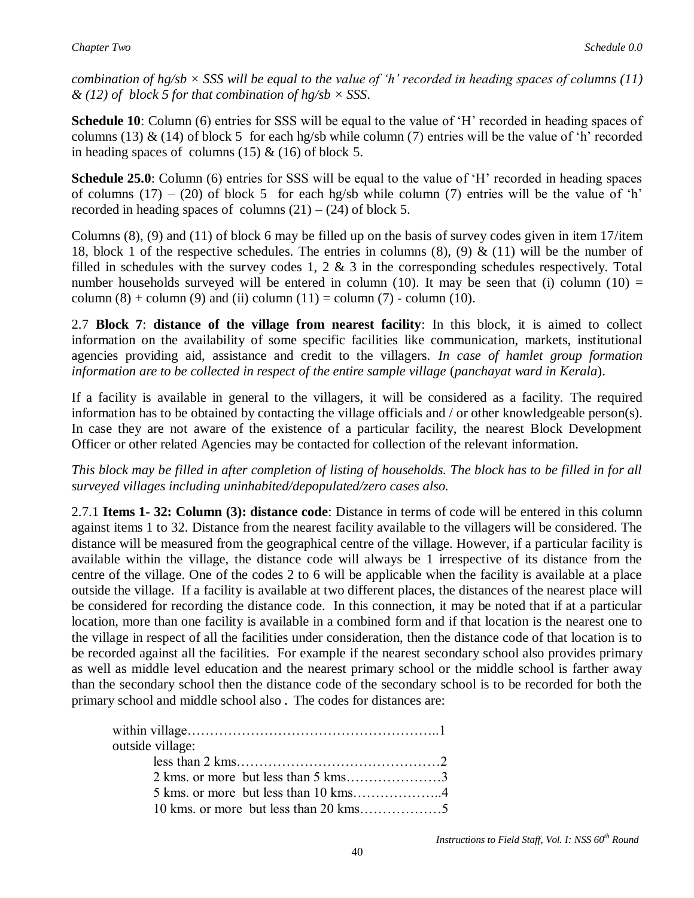*combination of hg/sb × SSS will be equal to the value of 'h' recorded in heading spaces of columns (11) & (12) of block 5 for that combination of hg/sb × SSS.*

**Schedule 10**: Column (6) entries for SSS will be equal to the value of 'H' recorded in heading spaces of columns (13) & (14) of block 5 for each hg/sb while column (7) entries will be the value of 'h' recorded in heading spaces of columns (15) & (16) of block 5.

**Schedule 25.0**: Column (6) entries for SSS will be equal to the value of 'H' recorded in heading spaces of columns (17) – (20) of block 5 for each hg/sb while column (7) entries will be the value of 'h' recorded in heading spaces of columns (21) – (24) of block 5.

Columns (8), (9) and (11) of block 6 may be filled up on the basis of survey codes given in item 17/item 18, block 1 of the respective schedules. The entries in columns (8), (9) & (11) will be the number of filled in schedules with the survey codes 1, 2 & 3 in the corresponding schedules respectively. Total number households surveyed will be entered in column (10). It may be seen that (i) column (10) = column (8) + column (9) and (ii) column (11) = column (7) - column (10).

2.7 **Block 7**: **distance of the village from nearest facility**: In this block, it is aimed to collect information on the availability of some specific facilities like communication, markets, institutional agencies providing aid, assistance and credit to the villagers. *In case of hamlet group formation information are to be collected in respect of the entire sample village* (*panchayat ward in Kerala*).

If a facility is available in general to the villagers, it will be considered as a facility. The required information has to be obtained by contacting the village officials and / or other knowledgeable person(s). In case they are not aware of the existence of a particular facility, the nearest Block Development Officer or other related Agencies may be contacted for collection of the relevant information.

*This block may be filled in after completion of listing of households. The block has to be filled in for all surveyed villages including uninhabited/depopulated/zero cases also.*

2.7.1 **Items 1- 32: Column (3): distance code**: Distance in terms of code will be entered in this column against items 1 to 32. Distance from the nearest facility available to the villagers will be considered. The distance will be measured from the geographical centre of the village. However, if a particular facility is available within the village, the distance code will always be 1 irrespective of its distance from the centre of the village. One of the codes 2 to 6 will be applicable when the facility is available at a place outside the village. If a facility is available at two different places, the distances of the nearest place will be considered for recording the distance code. In this connection, it may be noted that if at a particular location, more than one facility is available in a combined form and if that location is the nearest one to the village in respect of all the facilities under consideration, then the distance code of that location is to be recorded against all the facilities. For example if the nearest secondary school also provides primary as well as middle level education and the nearest primary school or the middle school is farther away than the secondary school then the distance code of the secondary school is to be recorded for both the primary school and middle school also**.** The codes for distances are:

within village……………………………………………..1
outside village:
- less than 2 kms………………………………………2
- 2 kms. or more but less than 5 kms…………………3
- 5 kms. or more but less than 10 kms………………..4
- 10 kms. or more but less than 20 kms………………5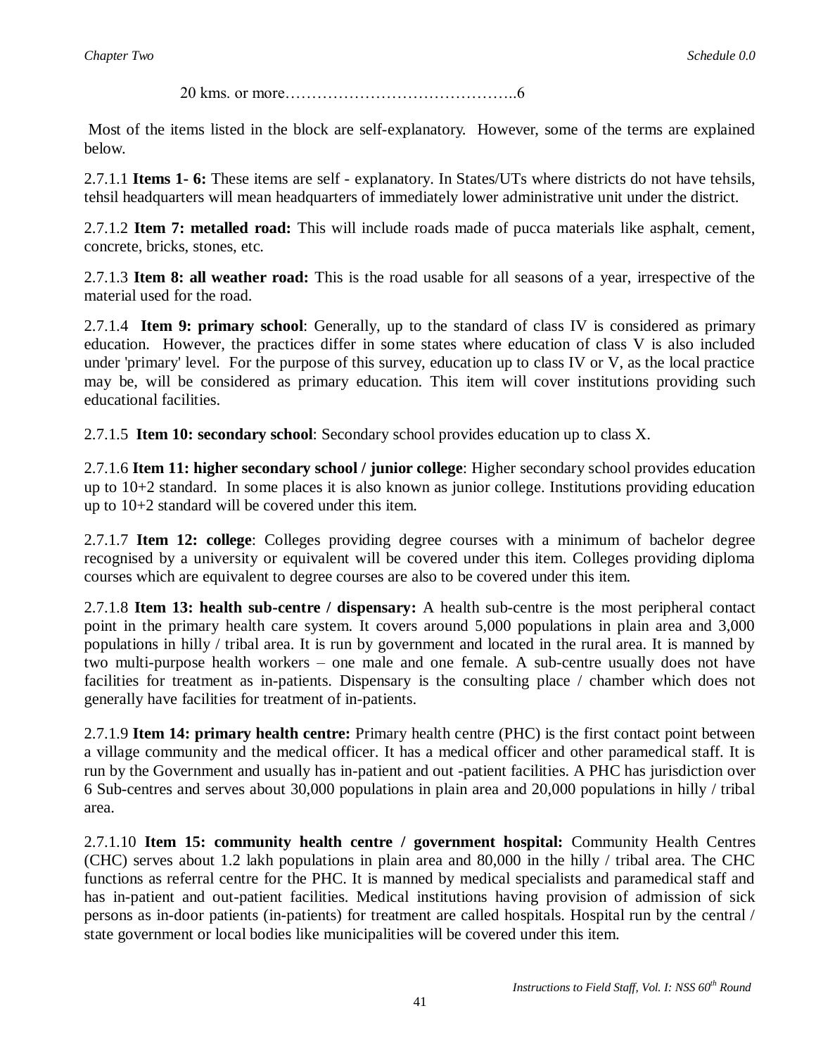20 kms. or more……………………………………..6

Most of the items listed in the block are self-explanatory. However, some of the terms are explained below.

2.7.1.1 **Items 1- 6:** These items are self - explanatory. In States/UTs where districts do not have tehsils, tehsil headquarters will mean headquarters of immediately lower administrative unit under the district.

2.7.1.2 **Item 7: metalled road:** This will include roads made of pucca materials like asphalt, cement, concrete, bricks, stones, etc.

2.7.1.3 **Item 8: all weather road:** This is the road usable for all seasons of a year, irrespective of the material used for the road.

2.7.1.4 **Item 9: primary school**: Generally, up to the standard of class IV is considered as primary education. However, the practices differ in some states where education of class V is also included under 'primary' level. For the purpose of this survey, education up to class IV or V, as the local practice may be, will be considered as primary education. This item will cover institutions providing such educational facilities.

2.7.1.5 **Item 10: secondary school**: Secondary school provides education up to class X.

2.7.1.6 **Item 11: higher secondary school / junior college**: Higher secondary school provides education up to 10+2 standard. In some places it is also known as junior college. Institutions providing education up to 10+2 standard will be covered under this item.

2.7.1.7 **Item 12: college**: Colleges providing degree courses with a minimum of bachelor degree recognised by a university or equivalent will be covered under this item. Colleges providing diploma courses which are equivalent to degree courses are also to be covered under this item.

2.7.1.8 **Item 13: health sub-centre / dispensary:** A health sub-centre is the most peripheral contact point in the primary health care system. It covers around 5,000 populations in plain area and 3,000 populations in hilly / tribal area. It is run by government and located in the rural area. It is manned by two multi-purpose health workers – one male and one female. A sub-centre usually does not have facilities for treatment as in-patients. Dispensary is the consulting place / chamber which does not generally have facilities for treatment of in-patients.

2.7.1.9 **Item 14: primary health centre:** Primary health centre (PHC) is the first contact point between a village community and the medical officer. It has a medical officer and other paramedical staff. It is run by the Government and usually has in-patient and out -patient facilities. A PHC has jurisdiction over 6 Sub-centres and serves about 30,000 populations in plain area and 20,000 populations in hilly / tribal area.

2.7.1.10 **Item 15: community health centre / government hospital:** Community Health Centres (CHC) serves about 1.2 lakh populations in plain area and 80,000 in the hilly / tribal area. The CHC functions as referral centre for the PHC. It is manned by medical specialists and paramedical staff and has in-patient and out-patient facilities. Medical institutions having provision of admission of sick persons as in-door patients (in-patients) for treatment are called hospitals. Hospital run by the central / state government or local bodies like municipalities will be covered under this item.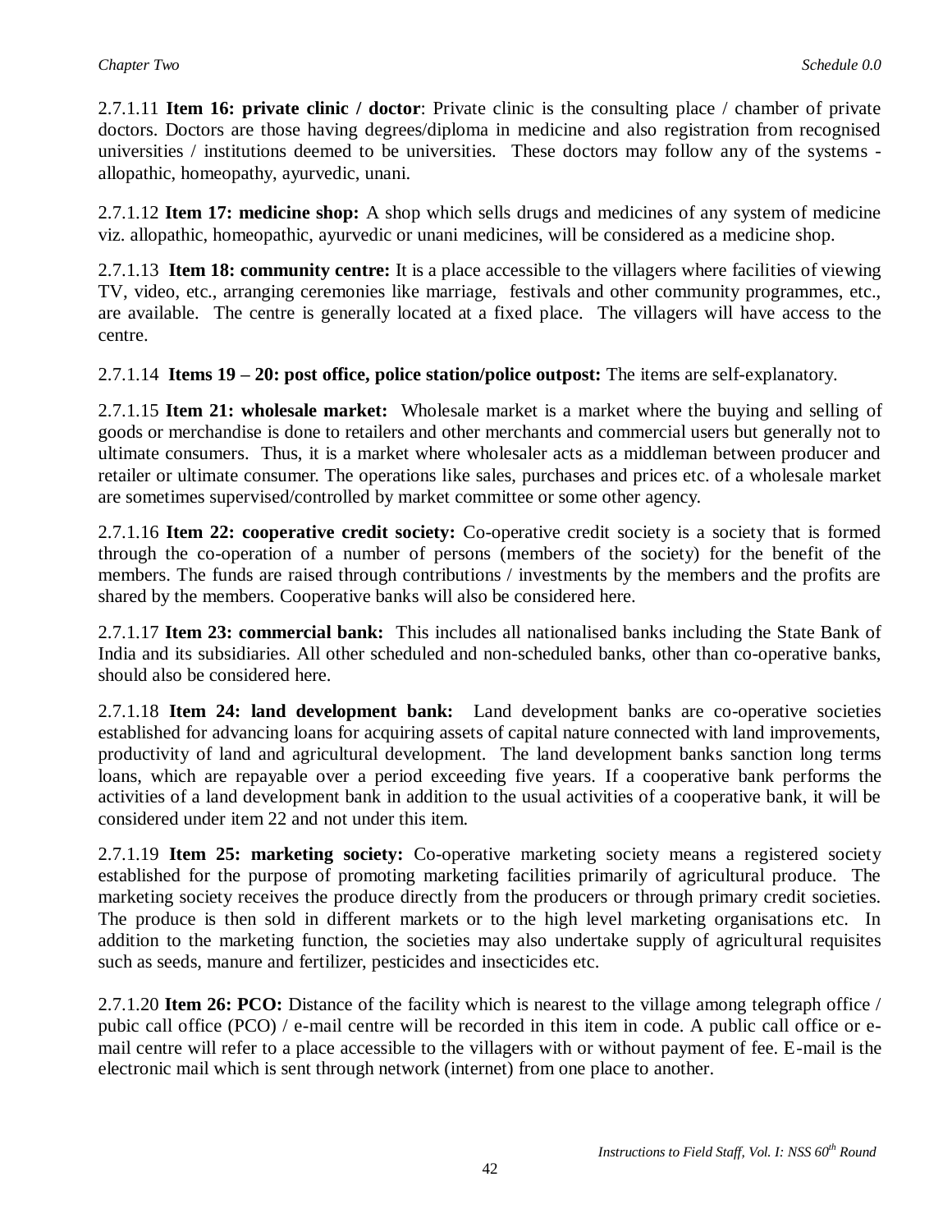2.7.1.11 **Item 16: private clinic / doctor**: Private clinic is the consulting place / chamber of private doctors. Doctors are those having degrees/diploma in medicine and also registration from recognised universities / institutions deemed to be universities. These doctors may follow any of the systems - allopathic, homeopathy, ayurvedic, unani.

2.7.1.12 **Item 17: medicine shop:** A shop which sells drugs and medicines of any system of medicine viz. allopathic, homeopathic, ayurvedic or unani medicines, will be considered as a medicine shop.

2.7.1.13 **Item 18: community centre:** It is a place accessible to the villagers where facilities of viewing TV, video, etc., arranging ceremonies like marriage, festivals and other community programmes, etc., are available. The centre is generally located at a fixed place. The villagers will have access to the centre.

2.7.1.14 **Items 19 – 20: post office, police station/police outpost:** The items are self-explanatory.

2.7.1.15 **Item 21: wholesale market:** Wholesale market is a market where the buying and selling of goods or merchandise is done to retailers and other merchants and commercial users but generally not to ultimate consumers. Thus, it is a market where wholesaler acts as a middleman between producer and retailer or ultimate consumer. The operations like sales, purchases and prices etc. of a wholesale market are sometimes supervised/controlled by market committee or some other agency.

2.7.1.16 **Item 22: cooperative credit society:** Co-operative credit society is a society that is formed through the co-operation of a number of persons (members of the society) for the benefit of the members. The funds are raised through contributions / investments by the members and the profits are shared by the members. Cooperative banks will also be considered here.

2.7.1.17 **Item 23: commercial bank:** This includes all nationalised banks including the State Bank of India and its subsidiaries. All other scheduled and non-scheduled banks, other than co-operative banks, should also be considered here.

2.7.1.18 **Item 24: land development bank:** Land development banks are co-operative societies established for advancing loans for acquiring assets of capital nature connected with land improvements, productivity of land and agricultural development. The land development banks sanction long terms loans, which are repayable over a period exceeding five years. If a cooperative bank performs the activities of a land development bank in addition to the usual activities of a cooperative bank, it will be considered under item 22 and not under this item.

2.7.1.19 **Item 25: marketing society:** Co-operative marketing society means a registered society established for the purpose of promoting marketing facilities primarily of agricultural produce. The marketing society receives the produce directly from the producers or through primary credit societies. The produce is then sold in different markets or to the high level marketing organisations etc. In addition to the marketing function, the societies may also undertake supply of agricultural requisites such as seeds, manure and fertilizer, pesticides and insecticides etc.

2.7.1.20 **Item 26: PCO:** Distance of the facility which is nearest to the village among telegraph office / pubic call office (PCO) / e-mail centre will be recorded in this item in code. A public call office or e-mail centre will refer to a place accessible to the villagers with or without payment of fee. E-mail is the electronic mail which is sent through network (internet) from one place to another.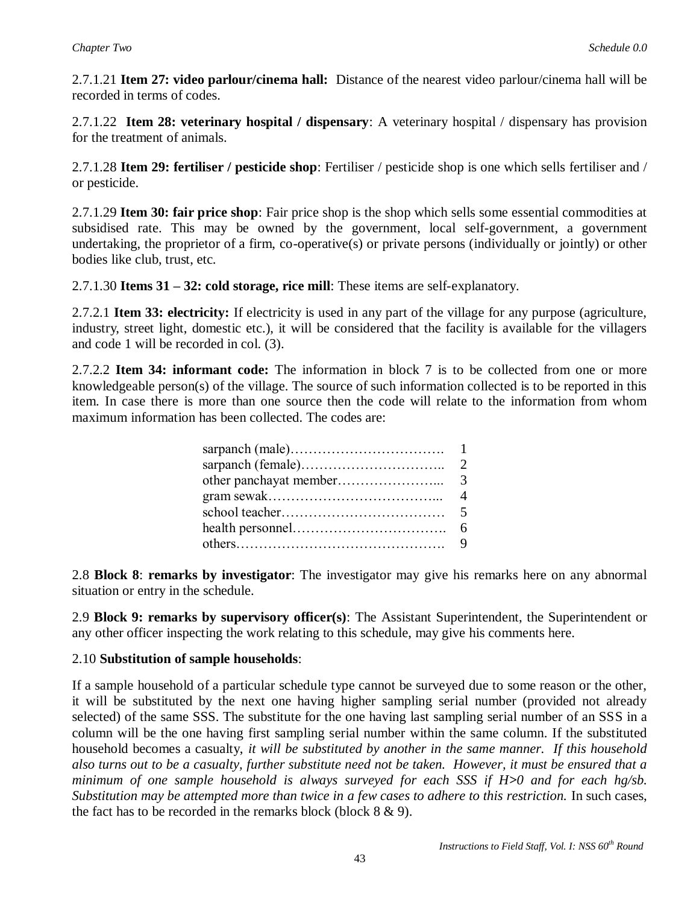2.7.1.21 **Item 27: video parlour/cinema hall:** Distance of the nearest video parlour/cinema hall will be recorded in terms of codes.

2.7.1.22 **Item 28: veterinary hospital / dispensary**: A veterinary hospital / dispensary has provision for the treatment of animals.

2.7.1.28 **Item 29: fertiliser / pesticide shop**: Fertiliser / pesticide shop is one which sells fertiliser and / or pesticide.

2.7.1.29 **Item 30: fair price shop**: Fair price shop is the shop which sells some essential commodities at subsidised rate. This may be owned by the government, local self-government, a government undertaking, the proprietor of a firm, co-operative(s) or private persons (individually or jointly) or other bodies like club, trust, etc.

2.7.1.30 **Items 31 – 32: cold storage, rice mill**: These items are self-explanatory.

2.7.2.1 **Item 33: electricity:** If electricity is used in any part of the village for any purpose (agriculture, industry, street light, domestic etc.), it will be considered that the facility is available for the villagers and code 1 will be recorded in col. (3).

2.7.2.2 **Item 34: informant code:** The information in block 7 is to be collected from one or more knowledgeable person(s) of the village. The source of such information collected is to be reported in this item. In case there is more than one source then the code will relate to the information from whom maximum information has been collected. The codes are:

| | |
|---|---|
| sarpanch (male)……………………………. | 1 |
| sarpanch (female)………………………….. | 2 |
| other panchayat member…………………... | 3 |
| gram sewak………………………………... | 4 |
| school teacher……………………………… | 5 |
| health personnel……………………………. | 6 |
| others………………………………………. | 9 |

2.8 **Block 8**: **remarks by investigator**: The investigator may give his remarks here on any abnormal situation or entry in the schedule.

2.9 **Block 9: remarks by supervisory officer(s)**: The Assistant Superintendent, the Superintendent or any other officer inspecting the work relating to this schedule, may give his comments here.

2.10 **Substitution of sample households**:

If a sample household of a particular schedule type cannot be surveyed due to some reason or the other, it will be substituted by the next one having higher sampling serial number (provided not already selected) of the same SSS. The substitute for the one having last sampling serial number of an SSS in a column will be the one having first sampling serial number within the same column. If the substituted household becomes a casualty, *it will be substituted by another in the same manner. If this household also turns out to be a casualty, further substitute need not be taken. However, it must be ensured that a minimum of one sample household is always surveyed for each SSS if H>0 and for each hg/sb. Substitution may be attempted more than twice in a few cases to adhere to this restriction.* In such cases, the fact has to be recorded in the remarks block (block 8 & 9).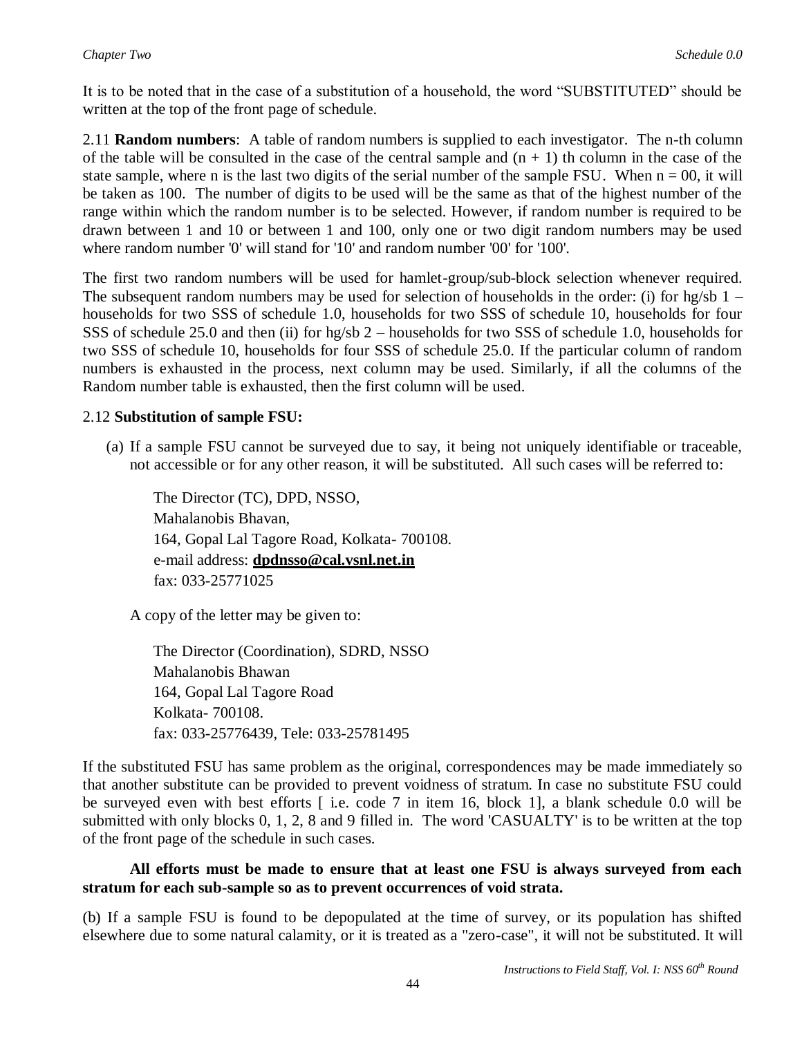It is to be noted that in the case of a substitution of a household, the word "SUBSTITUTED" should be written at the top of the front page of schedule.

2.11 **Random numbers**: A table of random numbers is supplied to each investigator. The n-th column of the table will be consulted in the case of the central sample and (n + 1) th column in the case of the state sample, where n is the last two digits of the serial number of the sample FSU. When n = 00, it will be taken as 100. The number of digits to be used will be the same as that of the highest number of the range within which the random number is to be selected. However, if random number is required to be drawn between 1 and 10 or between 1 and 100, only one or two digit random numbers may be used where random number '0' will stand for '10' and random number '00' for '100'.

The first two random numbers will be used for hamlet-group/sub-block selection whenever required. The subsequent random numbers may be used for selection of households in the order: (i) for hg/sb 1 – households for two SSS of schedule 1.0, households for two SSS of schedule 10, households for four SSS of schedule 25.0 and then (ii) for hg/sb 2 – households for two SSS of schedule 1.0, households for two SSS of schedule 10, households for four SSS of schedule 25.0. If the particular column of random numbers is exhausted in the process, next column may be used. Similarly, if all the columns of the Random number table is exhausted, then the first column will be used.

2.12 **Substitution of sample FSU:**

(a) If a sample FSU cannot be surveyed due to say, it being not uniquely identifiable or traceable, not accessible or for any other reason, it will be substituted. All such cases will be referred to:

The Director (TC), DPD, NSSO,
Mahalanobis Bhavan,
164, Gopal Lal Tagore Road, Kolkata- 700108.
e-mail address: **dpdnsso@cal.vsnl.net.in**
fax: 033-25771025

A copy of the letter may be given to:

The Director (Coordination), SDRD, NSSO
Mahalanobis Bhawan
164, Gopal Lal Tagore Road
Kolkata- 700108.
fax: 033-25776439, Tele: 033-25781495

If the substituted FSU has same problem as the original, correspondences may be made immediately so that another substitute can be provided to prevent voidness of stratum. In case no substitute FSU could be surveyed even with best efforts [ i.e. code 7 in item 16, block 1], a blank schedule 0.0 will be submitted with only blocks 0, 1, 2, 8 and 9 filled in. The word 'CASUALTY' is to be written at the top of the front page of the schedule in such cases.

**All efforts must be made to ensure that at least one FSU is always surveyed from each stratum for each sub-sample so as to prevent occurrences of void strata.**

(b) If a sample FSU is found to be depopulated at the time of survey, or its population has shifted elsewhere due to some natural calamity, or it is treated as a "zero-case", it will not be substituted. It will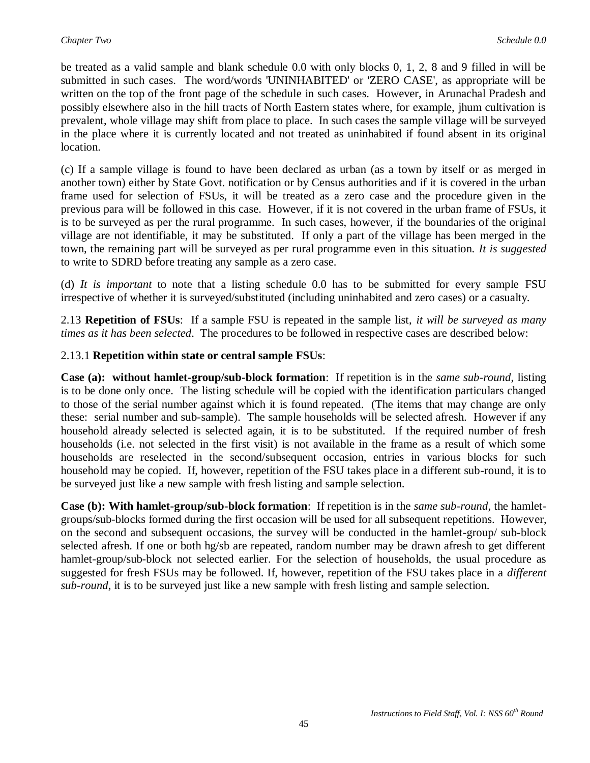be treated as a valid sample and blank schedule 0.0 with only blocks 0, 1, 2, 8 and 9 filled in will be submitted in such cases. The word/words 'UNINHABITED' or 'ZERO CASE', as appropriate will be written on the top of the front page of the schedule in such cases. However, in Arunachal Pradesh and possibly elsewhere also in the hill tracts of North Eastern states where, for example, jhum cultivation is prevalent, whole village may shift from place to place. In such cases the sample village will be surveyed in the place where it is currently located and not treated as uninhabited if found absent in its original location.

(c) If a sample village is found to have been declared as urban (as a town by itself or as merged in another town) either by State Govt. notification or by Census authorities and if it is covered in the urban frame used for selection of FSUs, it will be treated as a zero case and the procedure given in the previous para will be followed in this case. However, if it is not covered in the urban frame of FSUs, it is to be surveyed as per the rural programme. In such cases, however, if the boundaries of the original village are not identifiable, it may be substituted. If only a part of the village has been merged in the town, the remaining part will be surveyed as per rural programme even in this situation. *It is suggested* to write to SDRD before treating any sample as a zero case.

(d) *It is important* to note that a listing schedule 0.0 has to be submitted for every sample FSU irrespective of whether it is surveyed/substituted (including uninhabited and zero cases) or a casualty.

2.13 **Repetition of FSUs**: If a sample FSU is repeated in the sample list, *it will be surveyed as many times as it has been selected*. The procedures to be followed in respective cases are described below:

2.13.1 **Repetition within state or central sample FSUs**:

**Case (a): without hamlet-group/sub-block formation**: If repetition is in the *same sub-round*, listing is to be done only once. The listing schedule will be copied with the identification particulars changed to those of the serial number against which it is found repeated. (The items that may change are only these: serial number and sub-sample). The sample households will be selected afresh. However if any household already selected is selected again, it is to be substituted. If the required number of fresh households (i.e. not selected in the first visit) is not available in the frame as a result of which some households are reselected in the second/subsequent occasion, entries in various blocks for such household may be copied. If, however, repetition of the FSU takes place in a different sub-round, it is to be surveyed just like a new sample with fresh listing and sample selection.

**Case (b): With hamlet-group/sub-block formation**: If repetition is in the *same sub-round*, the hamlet-groups/sub-blocks formed during the first occasion will be used for all subsequent repetitions. However, on the second and subsequent occasions, the survey will be conducted in the hamlet-group/ sub-block selected afresh. If one or both hg/sb are repeated, random number may be drawn afresh to get different hamlet-group/sub-block not selected earlier. For the selection of households, the usual procedure as suggested for fresh FSUs may be followed. If, however, repetition of the FSU takes place in a *different sub-round*, it is to be surveyed just like a new sample with fresh listing and sample selection.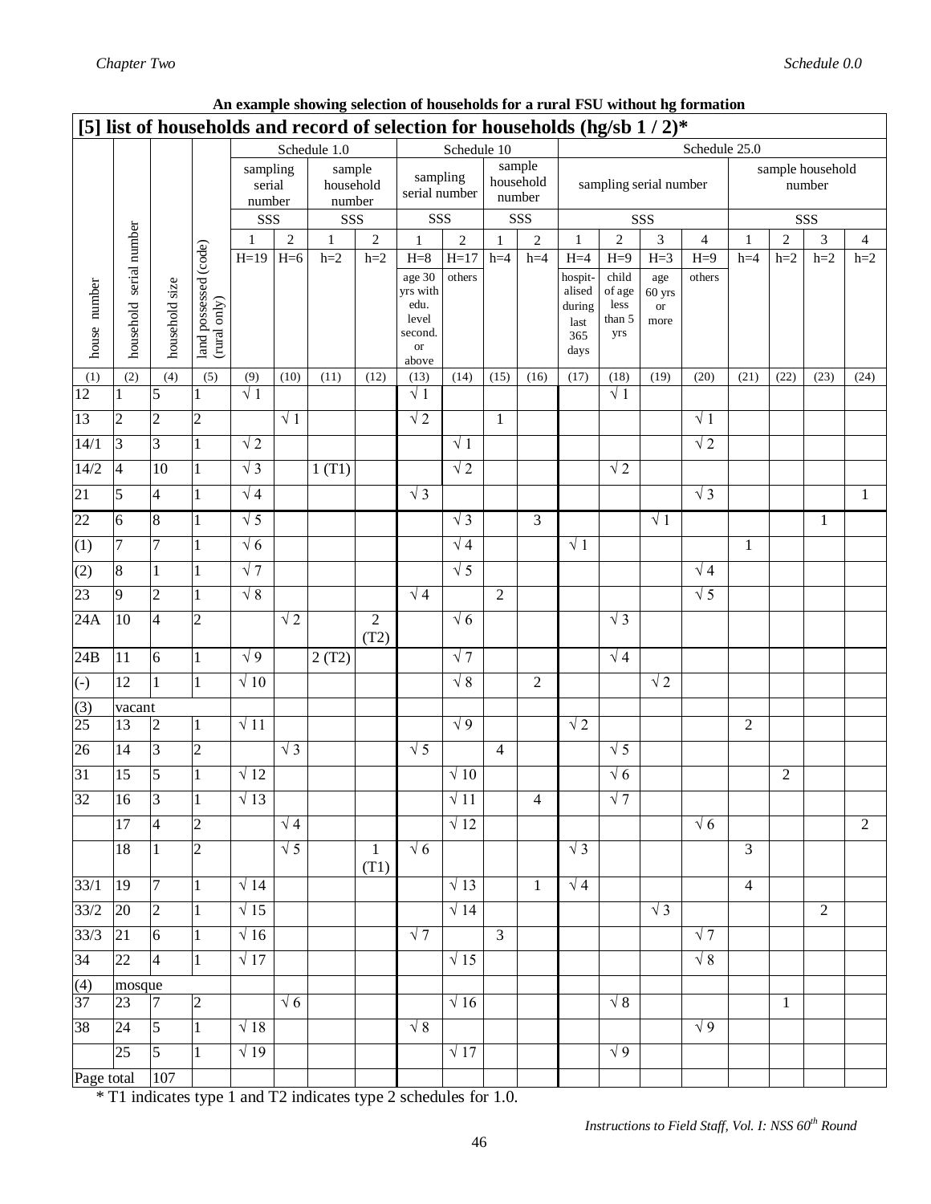**An example showing selection of households for a rural FSU without hg formation**

**[5] list of households and record of selection for households (hg/sb 1 / 2)***

| house number | household serial number | household size | land possessed (code) (rural only) | Schedule 1.0 sampling serial number SSS 1 H=19 | SSS 2 H=6 | sample household number SSS 1 h=2 | SSS 2 h=2 | Schedule 10 sampling serial number SSS 1 H=8 age 30 yrs with edu. level second. or above | SSS 2 H=17 others | sample household number SSS 1 h=4 | SSS 2 h=4 | Schedule 25.0 sampling serial number SSS 1 H=4 hospit-alised during last 365 days | SSS 2 H=9 child of age less than 5 yrs | SSS 3 H=3 age 60 yrs or more | SSS 4 H=9 others | sample household number SSS 1 h=4 | SSS 2 h=2 | SSS 3 h=2 | SSS 4 h=2 |
|---|---|---|---|---|---|---|---|---|---|---|---|---|---|---|---|---|---|---|---|
| (1) | (2) | (4) | (5) | (9) | (10) | (11) | (12) | (13) | (14) | (15) | (16) | (17) | (18) | (19) | (20) | (21) | (22) | (23) | (24) |
| 12 | 1 | 5 | 1 | √ 1 | | | | √ 1 | | | | | √ 1 | | | | | | |
| 13 | 2 | 2 | 2 | | √ 1 | | | √ 2 | | 1 | | | | | √ 1 | | | | |
| 14/1 | 3 | 3 | 1 | √ 2 | | | | | √ 1 | | | | | | √ 2 | | | | |
| 14/2 | 4 | 10 | 1 | √ 3 | | 1 (T1) | | | √ 2 | | | | √ 2 | | | | | | |
| 21 | 5 | 4 | 1 | √ 4 | | | | √ 3 | | | | | | | √ 3 | | | | 1 |
| 22 | 6 | 8 | 1 | √ 5 | | | | | √ 3 | | 3 | | | √ 1 | | | | 1 | |
| (1) | 7 | 7 | 1 | √ 6 | | | | | √ 4 | | | √ 1 | | | | 1 | | | |
| (2) | 8 | 1 | 1 | √ 7 | | | | | √ 5 | | | | | | √ 4 | | | | |
| 23 | 9 | 2 | 1 | √ 8 | | | | √ 4 | | 2 | | | | | √ 5 | | | | |
| 24A | 10 | 4 | 2 | | √ 2 | | 2 (T2) | | √ 6 | | | | √ 3 | | | | | | |
| 24B | 11 | 6 | 1 | √ 9 | | 2 (T2) | | | √ 7 | | | | √ 4 | | | | | | |
| (-) | 12 | 1 | 1 | √ 10 | | | | | √ 8 | | 2 | | | √ 2 | | | | | |
| (3) | vacant | | | | | | | | | | | | | | | | | | |
| 25 | 13 | 2 | 1 | √ 11 | | | | | √ 9 | | | √ 2 | | | | 2 | | | |
| 26 | 14 | 3 | 2 | | √ 3 | | | √ 5 | | 4 | | | √ 5 | | | | | | |
| 31 | 15 | 5 | 1 | √ 12 | | | | | √ 10 | | | | √ 6 | | | | 2 | | |
| 32 | 16 | 3 | 1 | √ 13 | | | | | √ 11 | | 4 | | √ 7 | | | | | | |
| | 17 | 4 | 2 | | √ 4 | | | | √ 12 | | | | | | √ 6 | | | | 2 |
| | 18 | 1 | 2 | | √ 5 | | 1 (T1) | √ 6 | | | | √ 3 | | | | 3 | | | |
| 33/1 | 19 | 7 | 1 | √ 14 | | | | | √ 13 | | 1 | √ 4 | | | | 4 | | | |
| 33/2 | 20 | 2 | 1 | √ 15 | | | | | √ 14 | | | | | √ 3 | | | | 2 | |
| 33/3 | 21 | 6 | 1 | √ 16 | | | | √ 7 | | 3 | | | | | √ 7 | | | | |
| 34 | 22 | 4 | 1 | √ 17 | | | | | √ 15 | | | | | | √ 8 | | | | |
| (4) | mosque | | | | | | | | | | | | | | | | | | |
| 37 | 23 | 7 | 2 | | √ 6 | | | | √ 16 | | | | √ 8 | | | | 1 | | |
| 38 | 24 | 5 | 1 | √ 18 | | | | √ 8 | | | | | | | √ 9 | | | | |
| | 25 | 5 | 1 | √ 19 | | | | | √ 17 | | | | √ 9 | | | | | | |
| Page total | | 107 | | | | | | | | | | | | | | | | | |

\* T1 indicates type 1 and T2 indicates type 2 schedules for 1.0.